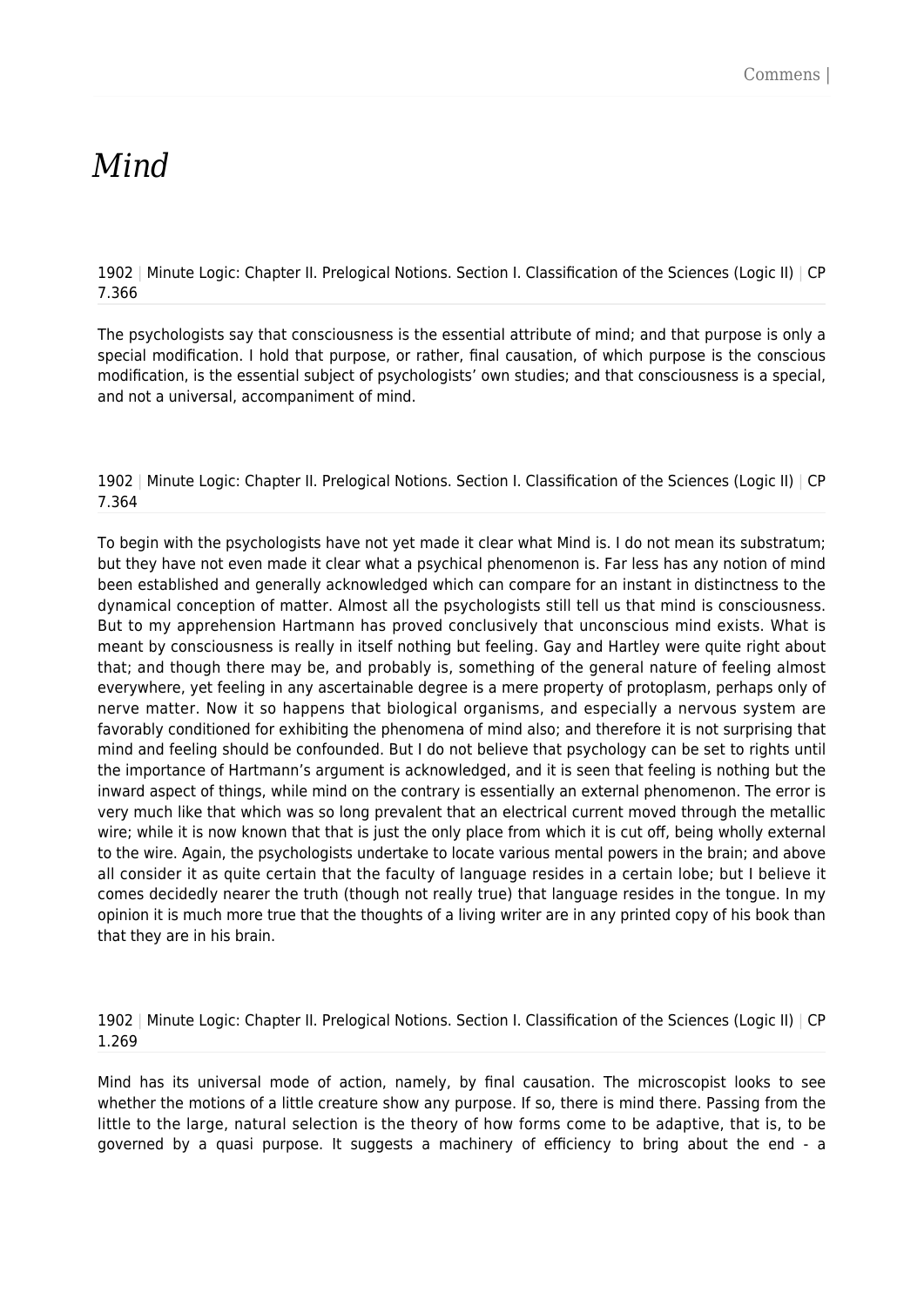# *Mind*

1902 | Minute Logic: Chapter II. Prelogical Notions. Section I. Classification of the Sciences (Logic II) | CP 7.366

The psychologists say that consciousness is the essential attribute of mind; and that purpose is only a special modification. I hold that purpose, or rather, final causation, of which purpose is the conscious modification, is the essential subject of psychologists' own studies; and that consciousness is a special, and not a universal, accompaniment of mind.

1902 | Minute Logic: Chapter II. Prelogical Notions. Section I. Classification of the Sciences (Logic II) | CP 7.364

To begin with the psychologists have not yet made it clear what Mind is. I do not mean its substratum; but they have not even made it clear what a psychical phenomenon is. Far less has any notion of mind been established and generally acknowledged which can compare for an instant in distinctness to the dynamical conception of matter. Almost all the psychologists still tell us that mind is consciousness. But to my apprehension Hartmann has proved conclusively that unconscious mind exists. What is meant by consciousness is really in itself nothing but feeling. Gay and Hartley were quite right about that; and though there may be, and probably is, something of the general nature of feeling almost everywhere, yet feeling in any ascertainable degree is a mere property of protoplasm, perhaps only of nerve matter. Now it so happens that biological organisms, and especially a nervous system are favorably conditioned for exhibiting the phenomena of mind also; and therefore it is not surprising that mind and feeling should be confounded. But I do not believe that psychology can be set to rights until the importance of Hartmann's argument is acknowledged, and it is seen that feeling is nothing but the inward aspect of things, while mind on the contrary is essentially an external phenomenon. The error is very much like that which was so long prevalent that an electrical current moved through the metallic wire; while it is now known that that is just the only place from which it is cut off, being wholly external to the wire. Again, the psychologists undertake to locate various mental powers in the brain; and above all consider it as quite certain that the faculty of language resides in a certain lobe; but I believe it comes decidedly nearer the truth (though not really true) that language resides in the tongue. In my opinion it is much more true that the thoughts of a living writer are in any printed copy of his book than that they are in his brain.

1902 | Minute Logic: Chapter II. Prelogical Notions. Section I. Classification of the Sciences (Logic II) | CP 1.269

Mind has its universal mode of action, namely, by final causation. The microscopist looks to see whether the motions of a little creature show any purpose. If so, there is mind there. Passing from the little to the large, natural selection is the theory of how forms come to be adaptive, that is, to be governed by a quasi purpose. It suggests a machinery of efficiency to bring about the end - a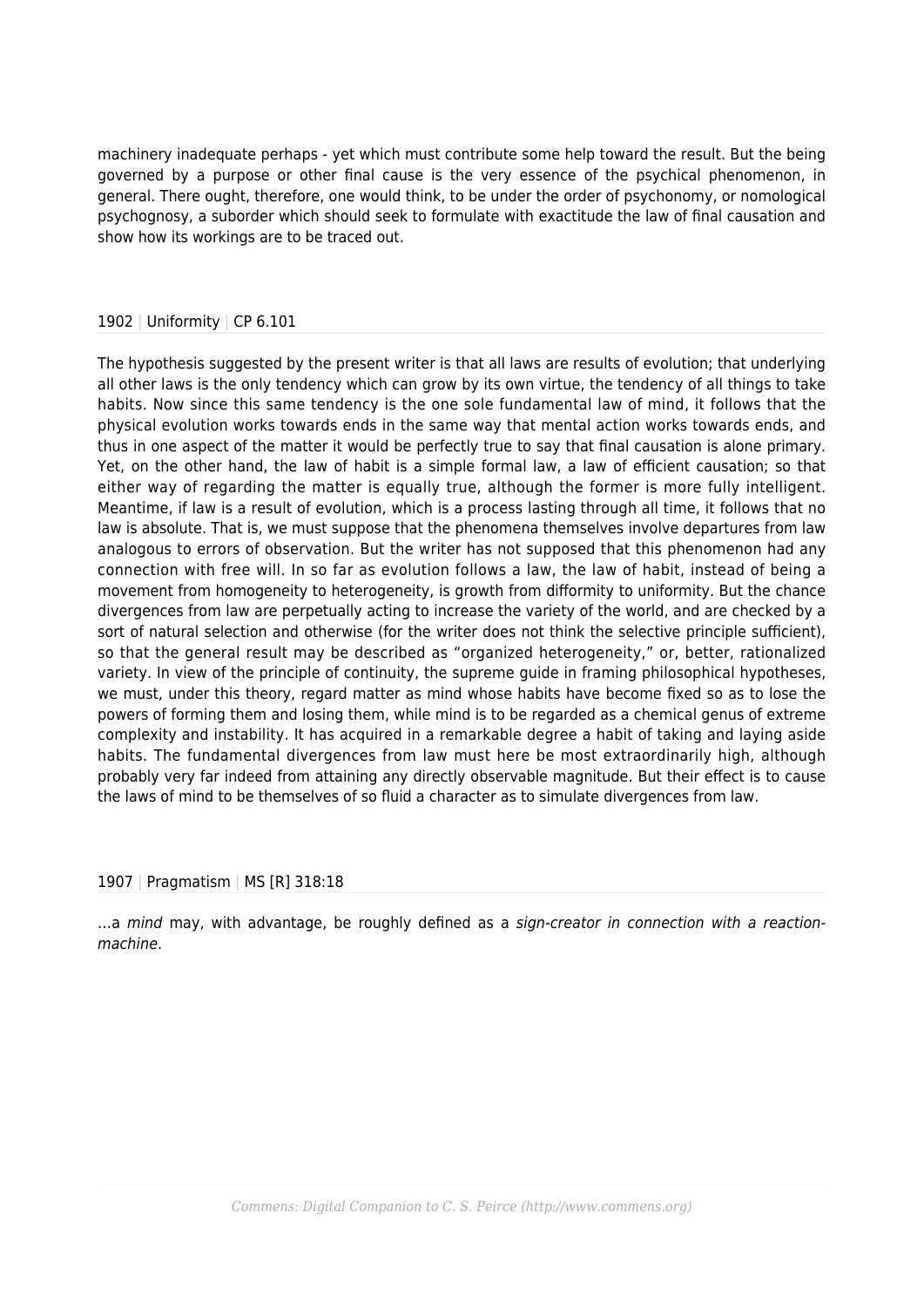machinery inadequate perhaps - yet which must contribute some help toward the result. But the being governed by a purpose or other final cause is the very essence of the psychical phenomenon, in general. There ought, therefore, one would think, to be under the order of psychonomy, or nomological psychognosy, a suborder which should seek to formulate with exactitude the law of final causation and show how its workings are to be traced out.

1902 | Uniformity | CP 6.101

The hypothesis suggested by the present writer is that all laws are results of evolution; that underlying all other laws is the only tendency which can grow by its own virtue, the tendency of all things to take habits. Now since this same tendency is the one sole fundamental law of mind, it follows that the physical evolution works towards ends in the same way that mental action works towards ends, and thus in one aspect of the matter it would be perfectly true to say that final causation is alone primary. Yet, on the other hand, the law of habit is a simple formal law, a law of efficient causation; so that either way of regarding the matter is equally true, although the former is more fully intelligent. Meantime, if law is a result of evolution, which is a process lasting through all time, it follows that no law is absolute. That is, we must suppose that the phenomena themselves involve departures from law analogous to errors of observation. But the writer has not supposed that this phenomenon had any connection with free will. In so far as evolution follows a law, the law of habit, instead of being a movement from homogeneity to heterogeneity, is growth from difformity to uniformity. But the chance divergences from law are perpetually acting to increase the variety of the world, and are checked by a sort of natural selection and otherwise (for the writer does not think the selective principle sufficient), so that the general result may be described as "organized heterogeneity," or, better, rationalized variety. In view of the principle of continuity, the supreme guide in framing philosophical hypotheses, we must, under this theory, regard matter as mind whose habits have become fixed so as to lose the powers of forming them and losing them, while mind is to be regarded as a chemical genus of extreme complexity and instability. It has acquired in a remarkable degree a habit of taking and laying aside habits. The fundamental divergences from law must here be most extraordinarily high, although probably very far indeed from attaining any directly observable magnitude. But their effect is to cause the laws of mind to be themselves of so fluid a character as to simulate divergences from law.

1907 | Pragmatism | MS [R] 318:18

…a *mind* may, with advantage, be roughly defined as a *sign-creator in connection with a reaction-machine*.